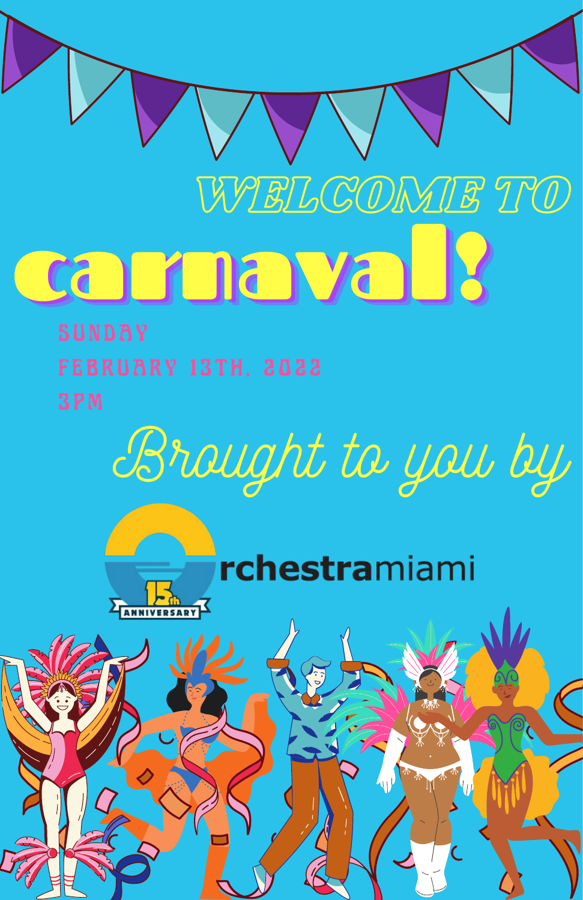# WELCOME TO

# carnaval!

SUNDAY

FEBRUARY 13TH, 2022

3PM

Brought to you by

15th ANNIVERSARY

Orchestramiami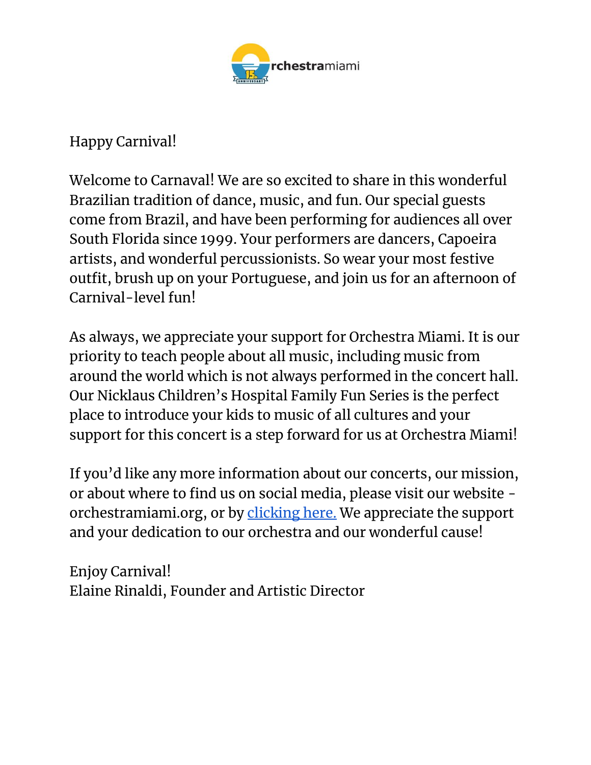Happy Carnival!

Welcome to Carnaval! We are so excited to share in this wonderful Brazilian tradition of dance, music, and fun. Our special guests come from Brazil, and have been performing for audiences all over South Florida since 1999. Your performers are dancers, Capoeira artists, and wonderful percussionists. So wear your most festive outfit, brush up on your Portuguese, and join us for an afternoon of Carnival-level fun!

As always, we appreciate your support for Orchestra Miami. It is our priority to teach people about all music, including music from around the world which is not always performed in the concert hall. Our Nicklaus Children's Hospital Family Fun Series is the perfect place to introduce your kids to music of all cultures and your support for this concert is a step forward for us at Orchestra Miami!

If you'd like any more information about our concerts, our mission, or about where to find us on social media, please visit our website - orchestramiami.org, or by clicking here. We appreciate the support and your dedication to our orchestra and our wonderful cause!

Enjoy Carnival!
Elaine Rinaldi, Founder and Artistic Director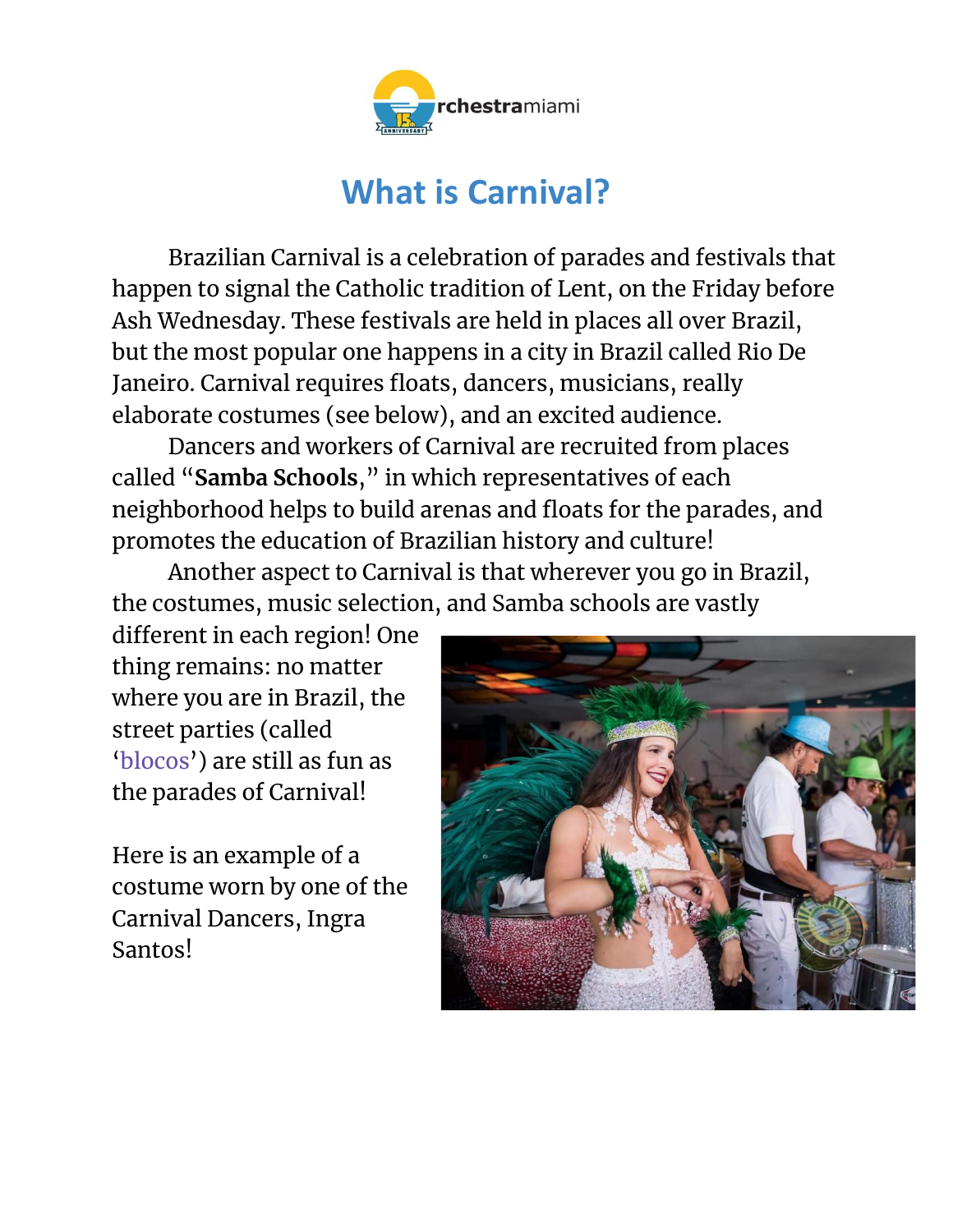# What is Carnival?

Brazilian Carnival is a celebration of parades and festivals that happen to signal the Catholic tradition of Lent, on the Friday before Ash Wednesday. These festivals are held in places all over Brazil, but the most popular one happens in a city in Brazil called Rio De Janeiro. Carnival requires floats, dancers, musicians, really elaborate costumes (see below), and an excited audience.

Dancers and workers of Carnival are recruited from places called "**Samba Schools**," in which representatives of each neighborhood helps to build arenas and floats for the parades, and promotes the education of Brazilian history and culture!

Another aspect to Carnival is that wherever you go in Brazil, the costumes, music selection, and Samba schools are vastly different in each region! One thing remains: no matter where you are in Brazil, the street parties (called 'blocos') are still as fun as the parades of Carnival!

Here is an example of a costume worn by one of the Carnival Dancers, Ingra Santos!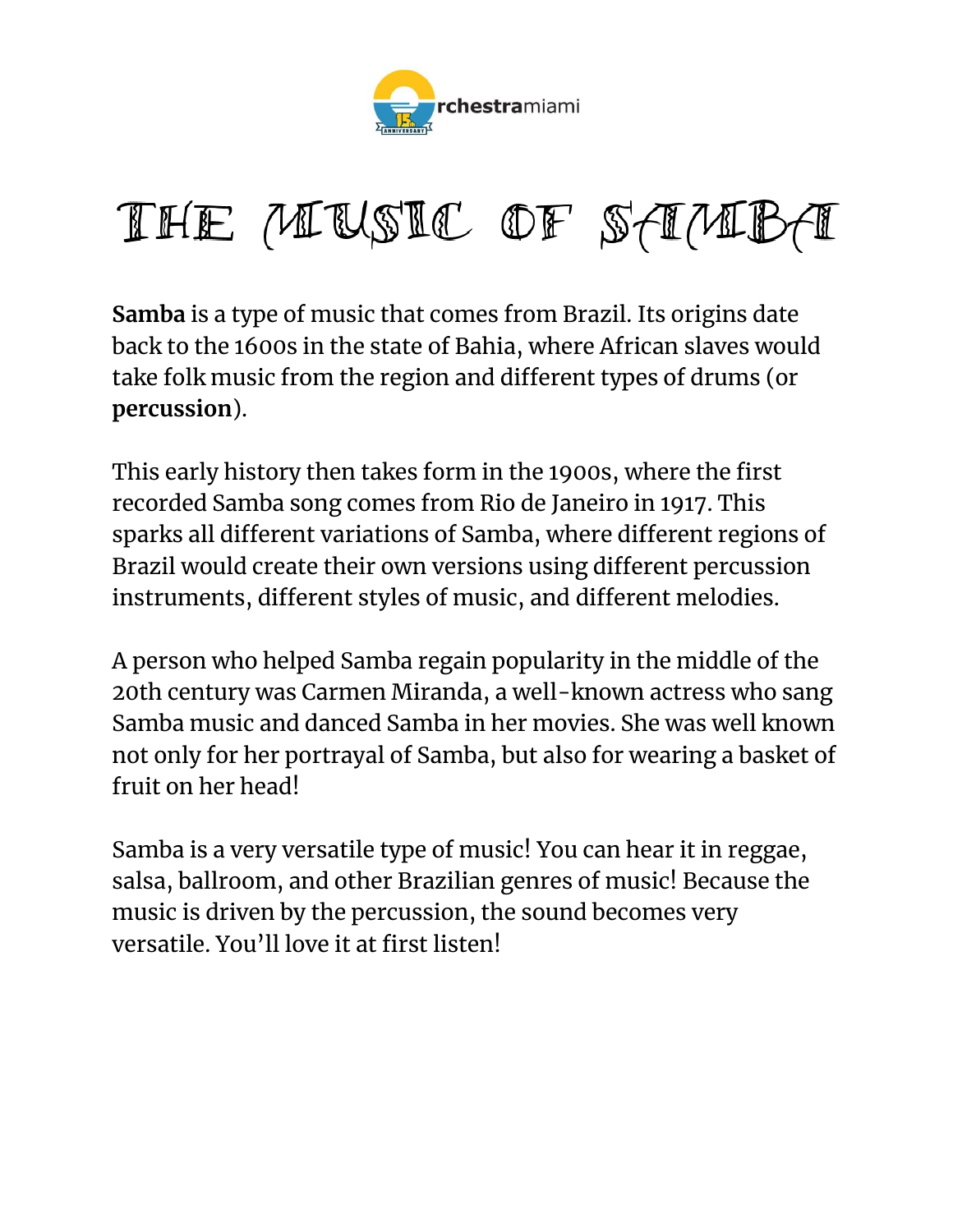# The Music of Samba

**Samba** is a type of music that comes from Brazil. Its origins date back to the 1600s in the state of Bahia, where African slaves would take folk music from the region and different types of drums (or **percussion**).

This early history then takes form in the 1900s, where the first recorded Samba song comes from Rio de Janeiro in 1917. This sparks all different variations of Samba, where different regions of Brazil would create their own versions using different percussion instruments, different styles of music, and different melodies.

A person who helped Samba regain popularity in the middle of the 20th century was Carmen Miranda, a well-known actress who sang Samba music and danced Samba in her movies. She was well known not only for her portrayal of Samba, but also for wearing a basket of fruit on her head!

Samba is a very versatile type of music! You can hear it in reggae, salsa, ballroom, and other Brazilian genres of music! Because the music is driven by the percussion, the sound becomes very versatile. You'll love it at first listen!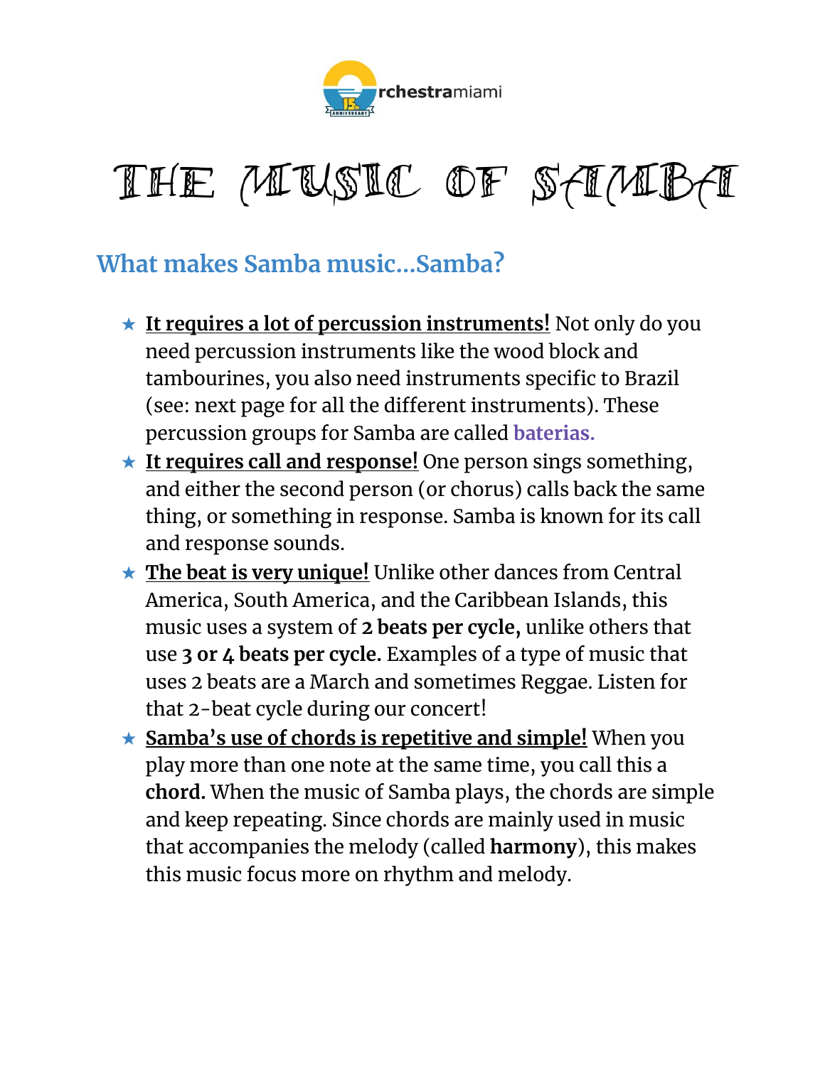# THE MUSIC OF SAMBA

## What makes Samba music...Samba?

- **It requires a lot of percussion instruments!** Not only do you need percussion instruments like the wood block and tambourines, you also need instruments specific to Brazil (see: next page for all the different instruments). These percussion groups for Samba are called **baterias.**
- **It requires call and response!** One person sings something, and either the second person (or chorus) calls back the same thing, or something in response. Samba is known for its call and response sounds.
- **The beat is very unique!** Unlike other dances from Central America, South America, and the Caribbean Islands, this music uses a system of **2 beats per cycle,** unlike others that use **3 or 4 beats per cycle.** Examples of a type of music that uses 2 beats are a March and sometimes Reggae. Listen for that 2-beat cycle during our concert!
- **Samba's use of chords is repetitive and simple!** When you play more than one note at the same time, you call this a **chord.** When the music of Samba plays, the chords are simple and keep repeating. Since chords are mainly used in music that accompanies the melody (called **harmony**), this makes this music focus more on rhythm and melody.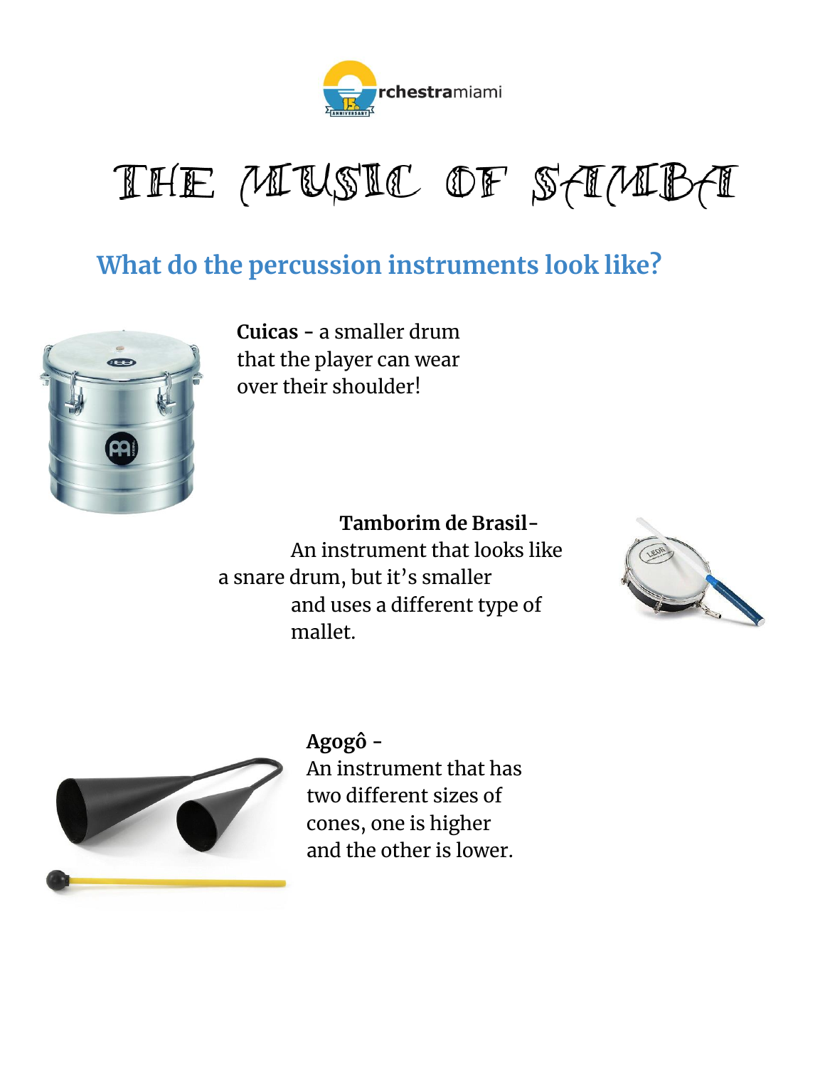# THE MUSIC OF SAMBA

## What do the percussion instruments look like?

**Cuicas** - a smaller drum that the player can wear over their shoulder!

**Tamborim de Brasil**- An instrument that looks like a snare drum, but it's smaller and uses a different type of mallet.

**Agogô** - An instrument that has two different sizes of cones, one is higher and the other is lower.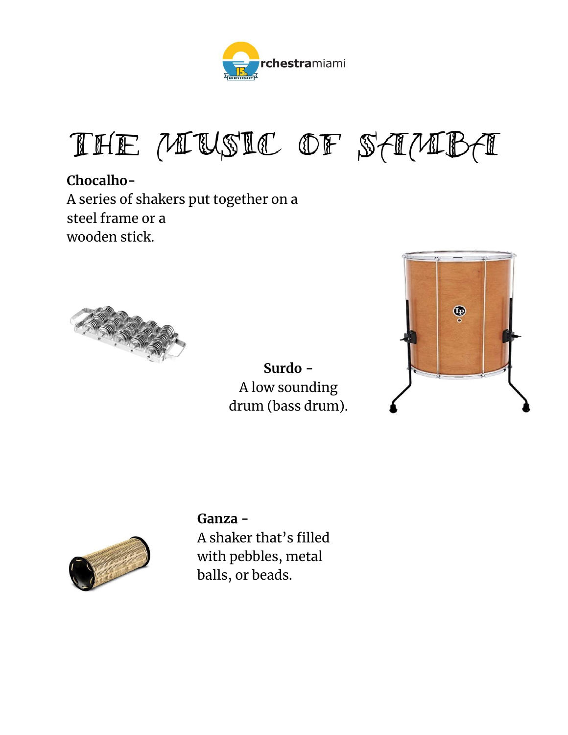# THE MUSIC OF SAMBA

**Chocalho**-
A series of shakers put together on a steel frame or a wooden stick.

**Surdo** -
A low sounding drum (bass drum).

**Ganza** -
A shaker that's filled with pebbles, metal balls, or beads.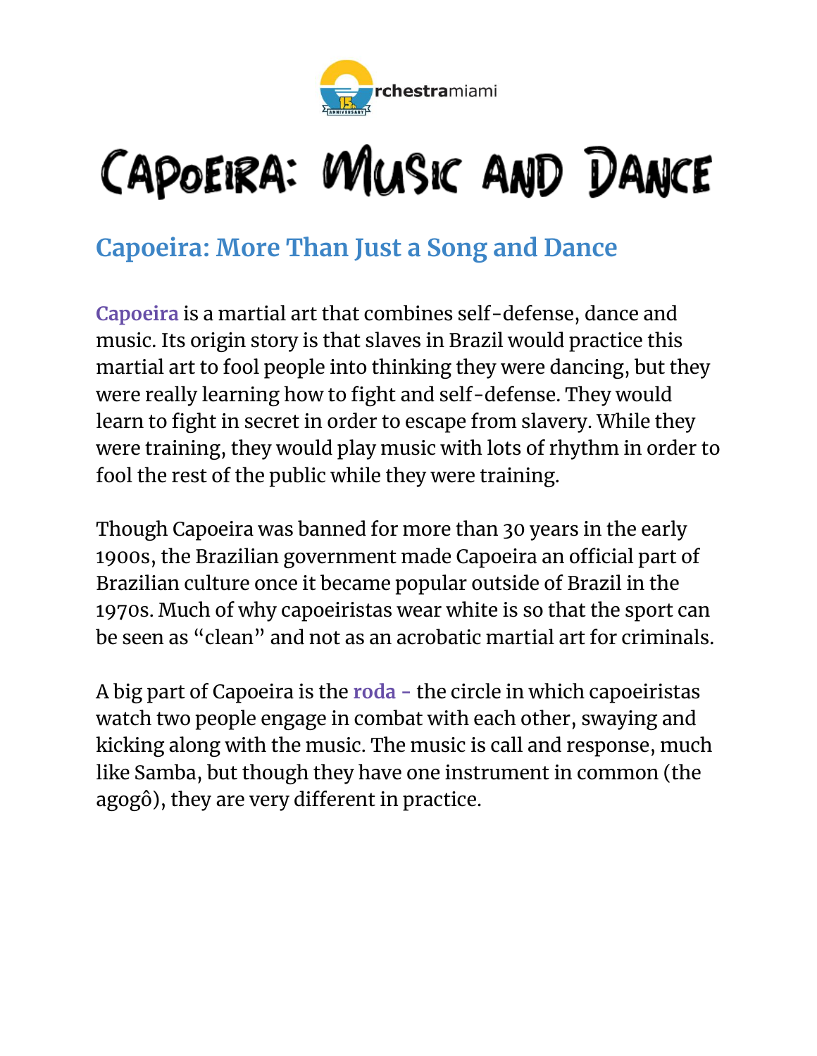# Capoeira: Music and Dance

## Capoeira: More Than Just a Song and Dance

**Capoeira** is a martial art that combines self-defense, dance and music. Its origin story is that slaves in Brazil would practice this martial art to fool people into thinking they were dancing, but they were really learning how to fight and self-defense. They would learn to fight in secret in order to escape from slavery. While they were training, they would play music with lots of rhythm in order to fool the rest of the public while they were training.

Though Capoeira was banned for more than 30 years in the early 1900s, the Brazilian government made Capoeira an official part of Brazilian culture once it became popular outside of Brazil in the 1970s. Much of why capoeiristas wear white is so that the sport can be seen as "clean" and not as an acrobatic martial art for criminals.

A big part of Capoeira is the **roda -** the circle in which capoeiristas watch two people engage in combat with each other, swaying and kicking along with the music. The music is call and response, much like Samba, but though they have one instrument in common (the agogô), they are very different in practice.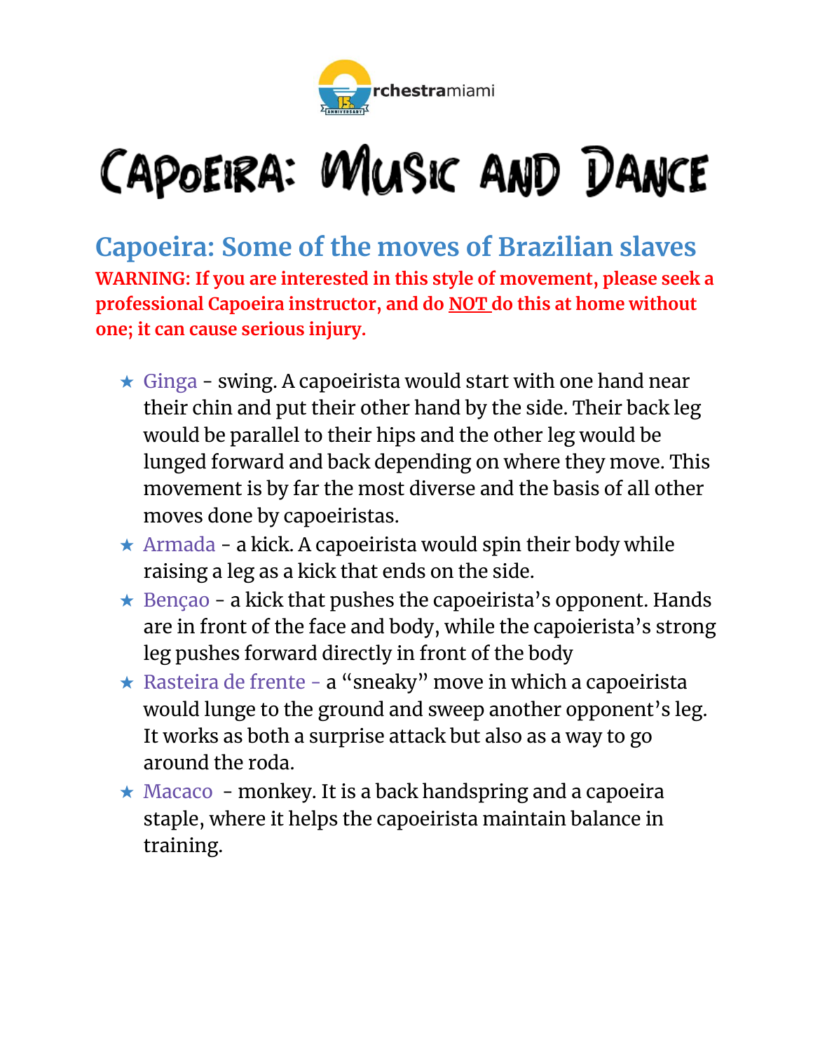# Capoeira: Music and Dance

## Capoeira: Some of the moves of Brazilian slaves

**WARNING: If you are interested in this style of movement, please seek a professional Capoeira instructor, and do NOT do this at home without one; it can cause serious injury.**

- Ginga - swing. A capoeirista would start with one hand near their chin and put their other hand by the side. Their back leg would be parallel to their hips and the other leg would be lunged forward and back depending on where they move. This movement is by far the most diverse and the basis of all other moves done by capoeiristas.
- Armada - a kick. A capoeirista would spin their body while raising a leg as a kick that ends on the side.
- Bençao - a kick that pushes the capoeirista's opponent. Hands are in front of the face and body, while the capoierista's strong leg pushes forward directly in front of the body
- Rasteira de frente - a "sneaky" move in which a capoeirista would lunge to the ground and sweep another opponent's leg. It works as both a surprise attack but also as a way to go around the roda.
- Macaco - monkey. It is a back handspring and a capoeira staple, where it helps the capoeirista maintain balance in training.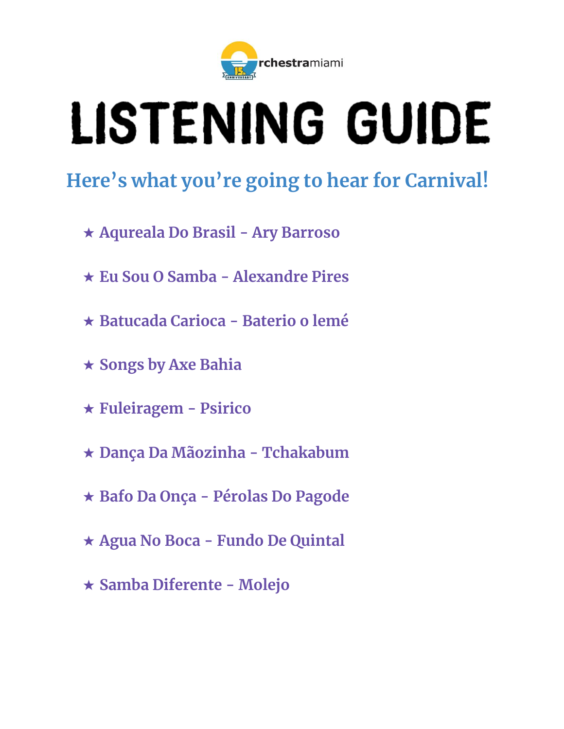orchestramiami

# LISTENING GUIDE

## Here's what you're going to hear for Carnival!

★ Aqureala Do Brasil - Ary Barroso

★ Eu Sou O Samba - Alexandre Pires

★ Batucada Carioca - Baterio o lemé

★ Songs by Axe Bahia

★ Fuleiragem - Psirico

★ Dança Da Mãozinha - Tchakabum

★ Bafo Da Onça - Pérolas Do Pagode

★ Agua No Boca - Fundo De Quintal

★ Samba Diferente - Molejo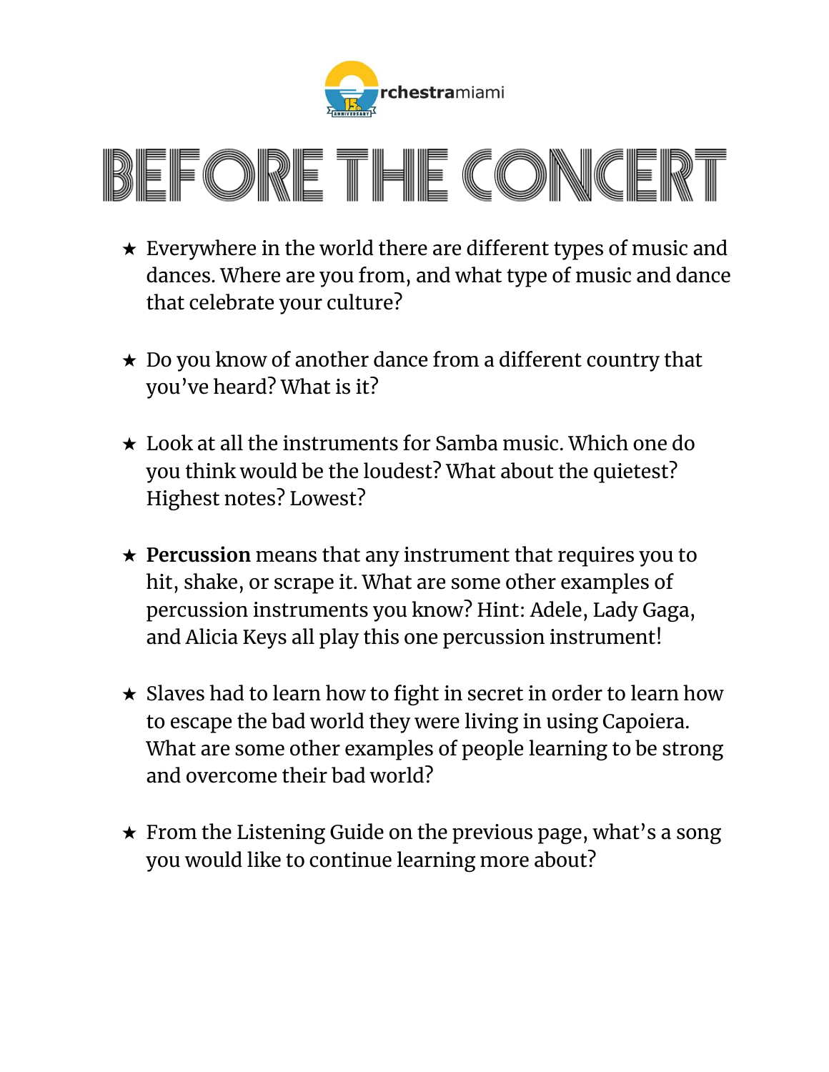# BEFORE THE CONCERT

- ★ Everywhere in the world there are different types of music and dances. Where are you from, and what type of music and dance that celebrate your culture?

- ★ Do you know of another dance from a different country that you've heard? What is it?

- ★ Look at all the instruments for Samba music. Which one do you think would be the loudest? What about the quietest? Highest notes? Lowest?

- ★ **Percussion** means that any instrument that requires you to hit, shake, or scrape it. What are some other examples of percussion instruments you know? Hint: Adele, Lady Gaga, and Alicia Keys all play this one percussion instrument!

- ★ Slaves had to learn how to fight in secret in order to learn how to escape the bad world they were living in using Capoiera. What are some other examples of people learning to be strong and overcome their bad world?

- ★ From the Listening Guide on the previous page, what's a song you would like to continue learning more about?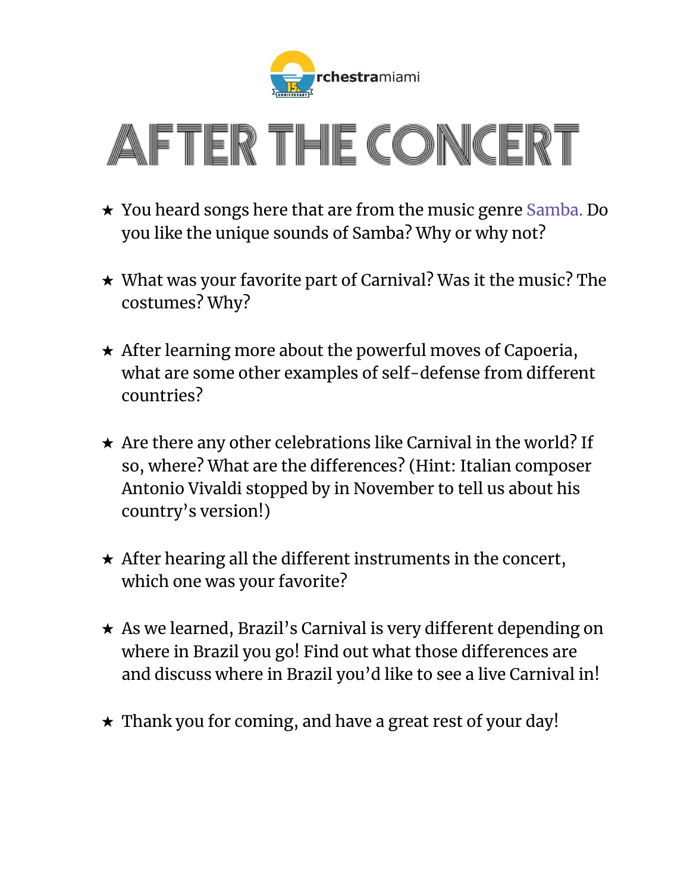orchestramiami

# AFTER THE CONCERT

- You heard songs here that are from the music genre Samba. Do you like the unique sounds of Samba? Why or why not?

- What was your favorite part of Carnival? Was it the music? The costumes? Why?

- After learning more about the powerful moves of Capoeria, what are some other examples of self-defense from different countries?

- Are there any other celebrations like Carnival in the world? If so, where? What are the differences? (Hint: Italian composer Antonio Vivaldi stopped by in November to tell us about his country's version!)

- After hearing all the different instruments in the concert, which one was your favorite?

- As we learned, Brazil's Carnival is very different depending on where in Brazil you go! Find out what those differences are and discuss where in Brazil you'd like to see a live Carnival in!

- Thank you for coming, and have a great rest of your day!